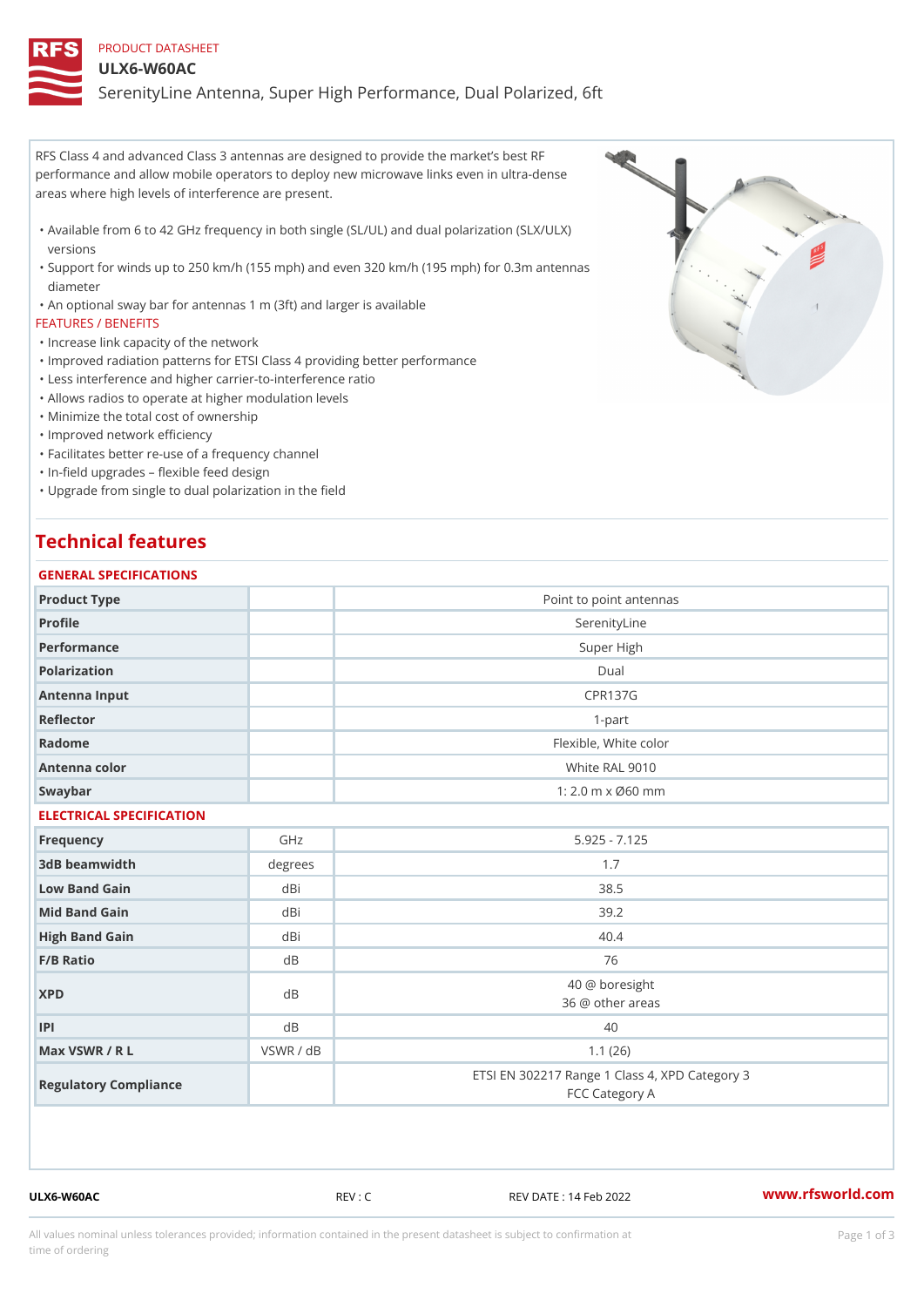PRODUCT DATASHEET

# ULX6-W60AC

SerenityLine Antenna, Super High Performance, Dual Polarized, 6ft

RFS Class 4 and advanced Class 3 antennas are designed to provide the market's best RF performance and allow mobile operators to deploy new microwave links even in ultra-dense areas where high levels of interference are present.

- Available from 6 to 42 GHz frequency in both single (SL/UL) and dual polarization (SLX/ULX) versions
- Support for winds up to 250 km/h (155 mph) and even 320 km/h (195 mph) for 0.3m antennas diameter
- An optional sway bar for antennas 1 m (3ft) and larger is available

FEATURES / BENEFITS

- Increase link capacity of the network
- Improved radiation patterns for ETSI Class 4 providing better performance
- Less interference and higher carrier-to-interference ratio
- Allows radios to operate at higher modulation levels
- Minimize the total cost of ownership
- Improved network efficiency
- Facilitates better re-use of a frequency channel
- In-field upgrades – flexible feed design
- Upgrade from single to dual polarization in the field

## Technical features

### GENERAL SPECIFICATIONS

| | | |
|---|---|---|
| Product Type | | Point to point antennas |
| Profile | | SerenityLine |
| Performance | | Super High |
| Polarization | | Dual |
| Antenna Input | | CPR137G |
| Reflector | | 1-part |
| Radome | | Flexible, White color |
| Antenna color | | White RAL 9010 |
| Swaybar | | 1: 2.0 m x Ø60 mm |

### ELECTRICAL SPECIFICATION

| | | |
|---|---|---|
| Frequency | GHz | 5.925 - 7.125 |
| 3dB beamwidth | degrees | 1.7 |
| Low Band Gain | dBi | 38.5 |
| Mid Band Gain | dBi | 39.2 |
| High Band Gain | dBi | 40.4 |
| F/B Ratio | dB | 76 |
| XPD | dB | 40 @ boresight<br>36 @ other areas |
| IPI | dB | 40 |
| Max VSWR / R L | VSWR / dB | 1.1 (26) |
| Regulatory Compliance | | ETSI EN 302217 Range 1 Class 4, XPD Category 3<br>FCC Category A |

ULX6-W60AC REV : C REV DATE : 14 Feb 2022 www.rfsworld.com

All values nominal unless tolerances provided; information contained in the present datasheet is subject to confirmation at time of ordering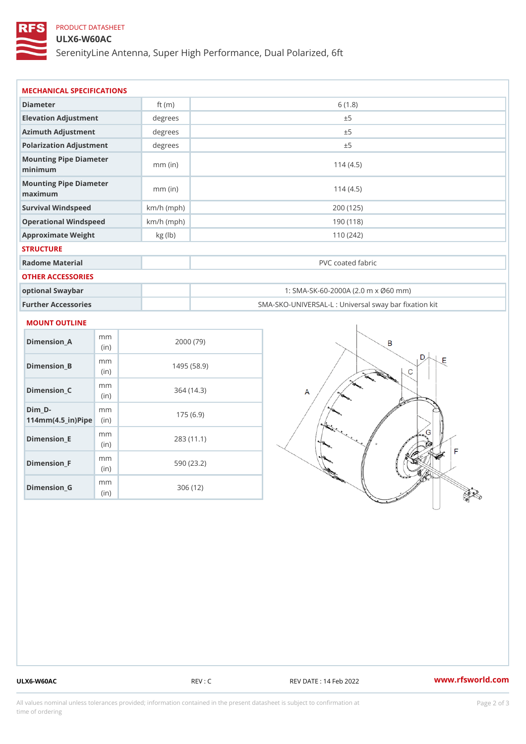PRODUCT DATASHEET

# ULX6-W60AC

SerenityLine Antenna, Super High Performance, Dual Polarized, 6ft

## MECHANICAL SPECIFICATIONS

| | | |
|---|---|---|
| Diameter | ft (m) | 6 (1.8) |
| Elevation Adjustment | degrees | ±5 |
| Azimuth Adjustment | degrees | ±5 |
| Polarization Adjustment | degrees | ±5 |
| Mounting Pipe Diameter minimum | mm (in) | 114 (4.5) |
| Mounting Pipe Diameter maximum | mm (in) | 114 (4.5) |
| Survival Windspeed | km/h (mph) | 200 (125) |
| Operational Windspeed | km/h (mph) | 190 (118) |
| Approximate Weight | kg (lb) | 110 (242) |

## STRUCTURE

| | | |
|---|---|---|
| Radome Material | | PVC coated fabric |

## OTHER ACCESSORIES

| | | |
|---|---|---|
| optional Swaybar | | 1: SMA-SK-60-2000A (2.0 m x Ø60 mm) |
| Further Accessories | | SMA-SKO-UNIVERSAL-L : Universal sway bar fixation kit |

## MOUNT OUTLINE

| | | |
|---|---|---|
| Dimension_A | mm (in) | 2000 (79) |
| Dimension_B | mm (in) | 1495 (58.9) |
| Dimension_C | mm (in) | 364 (14.3) |
| Dim_D-114mm(4.5_in)Pipe | mm (in) | 175 (6.9) |
| Dimension_E | mm (in) | 283 (11.1) |
| Dimension_F | mm (in) | 590 (23.2) |
| Dimension_G | mm (in) | 306 (12) |

ULX6-W60AC REV : C REV DATE : 14 Feb 2022 www.rfsworld.com

All values nominal unless tolerances provided; information contained in the present datasheet is subject to confirmation at time of ordering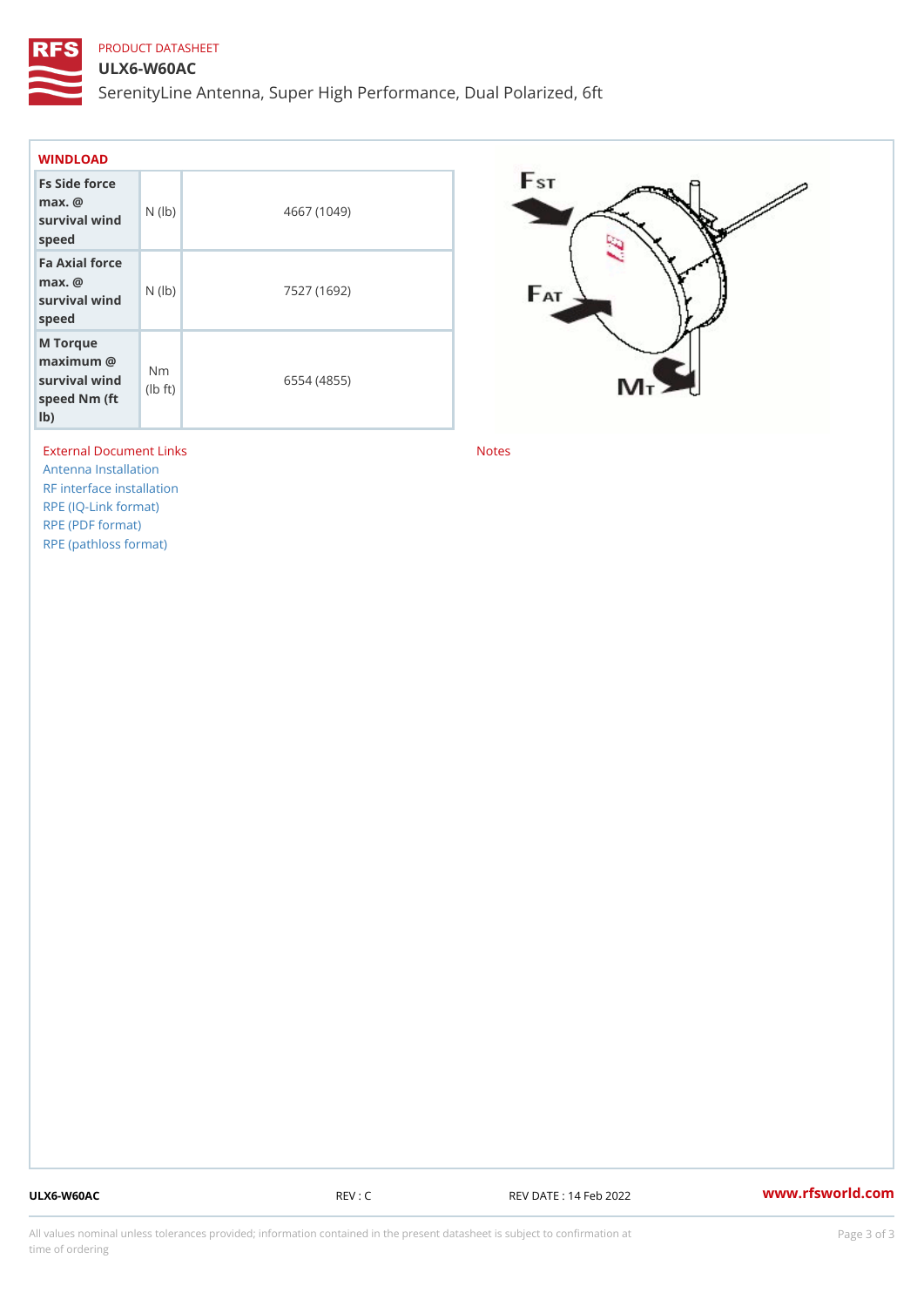PRODUCT DATASHEET

# ULX6-W60AC

SerenityLine Antenna, Super High Performance, Dual Polarized, 6ft

## WINDLOAD

| | | |
|---|---|---|
| Fs Side force max. @ survival wind speed | N (lb) | 4667 (1049) |
| Fa Axial force max. @ survival wind speed | N (lb) | 7527 (1692) |
| M Torque maximum @ survival wind speed Nm (ft lb) | Nm (lb ft) | 6554 (4855) |

FST

FAT

MT

External Document Links

- Antenna Installation
- RF interface installation
- RPE (IQ-Link format)
- RPE (PDF format)
- RPE (pathloss format)

Notes

ULX6-W60AC REV : C REV DATE : 14 Feb 2022 www.rfsworld.com

All values nominal unless tolerances provided; information contained in the present datasheet is subject to confirmation at time of ordering